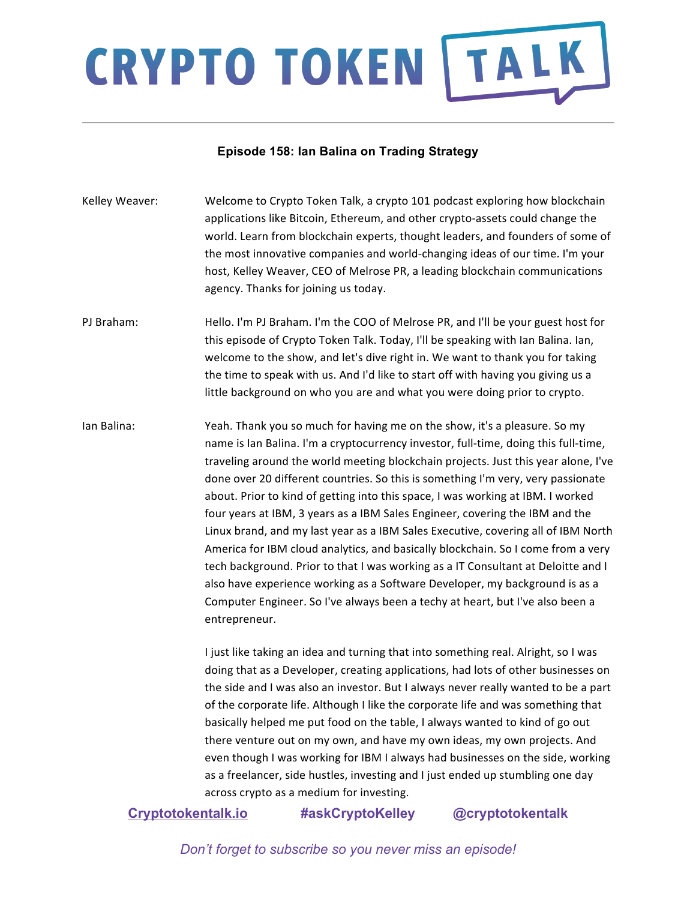# CRYPTO TOKEN TALK

**Episode 158: Ian Balina on Trading Strategy**

Kelley Weaver: Welcome to Crypto Token Talk, a crypto 101 podcast exploring how blockchain applications like Bitcoin, Ethereum, and other crypto-assets could change the world. Learn from blockchain experts, thought leaders, and founders of some of the most innovative companies and world-changing ideas of our time. I'm your host, Kelley Weaver, CEO of Melrose PR, a leading blockchain communications agency. Thanks for joining us today.

PJ Braham: Hello. I'm PJ Braham. I'm the COO of Melrose PR, and I'll be your guest host for this episode of Crypto Token Talk. Today, I'll be speaking with Ian Balina. Ian, welcome to the show, and let's dive right in. We want to thank you for taking the time to speak with us. And I'd like to start off with having you giving us a little background on who you are and what you were doing prior to crypto.

Ian Balina: Yeah. Thank you so much for having me on the show, it's a pleasure. So my name is Ian Balina. I'm a cryptocurrency investor, full-time, doing this full-time, traveling around the world meeting blockchain projects. Just this year alone, I've done over 20 different countries. So this is something I'm very, very passionate about. Prior to kind of getting into this space, I was working at IBM. I worked four years at IBM, 3 years as a IBM Sales Engineer, covering the IBM and the Linux brand, and my last year as a IBM Sales Executive, covering all of IBM North America for IBM cloud analytics, and basically blockchain. So I come from a very tech background. Prior to that I was working as a IT Consultant at Deloitte and I also have experience working as a Software Developer, my background is as a Computer Engineer. So I've always been a techy at heart, but I've also been a entrepreneur.

I just like taking an idea and turning that into something real. Alright, so I was doing that as a Developer, creating applications, had lots of other businesses on the side and I was also an investor. But I always never really wanted to be a part of the corporate life. Although I like the corporate life and was something that basically helped me put food on the table, I always wanted to kind of go out there venture out on my own, and have my own ideas, my own projects. And even though I was working for IBM I always had businesses on the side, working as a freelancer, side hustles, investing and I just ended up stumbling one day across crypto as a medium for investing.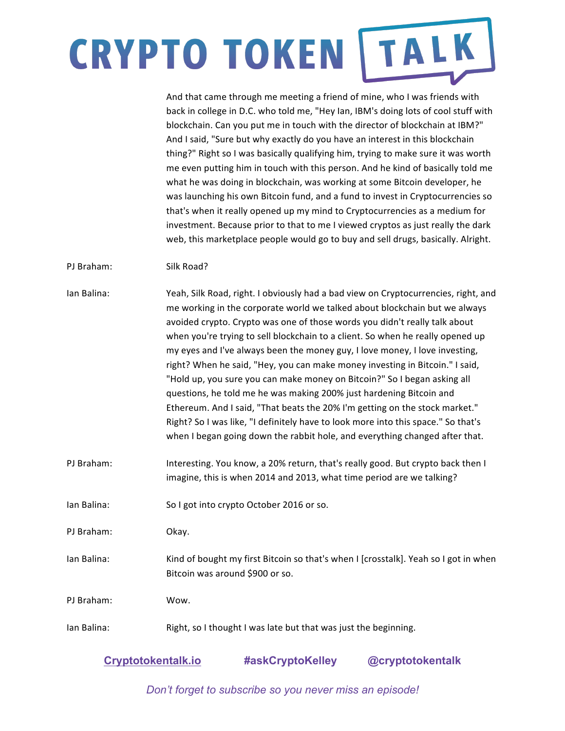And that came through me meeting a friend of mine, who I was friends with back in college in D.C. who told me, "Hey Ian, IBM's doing lots of cool stuff with blockchain. Can you put me in touch with the director of blockchain at IBM?" And I said, "Sure but why exactly do you have an interest in this blockchain thing?" Right so I was basically qualifying him, trying to make sure it was worth me even putting him in touch with this person. And he kind of basically told me what he was doing in blockchain, was working at some Bitcoin developer, he was launching his own Bitcoin fund, and a fund to invest in Cryptocurrencies so that's when it really opened up my mind to Cryptocurrencies as a medium for investment. Because prior to that to me I viewed cryptos as just really the dark web, this marketplace people would go to buy and sell drugs, basically. Alright.

PJ Braham: Silk Road?

Ian Balina: Yeah, Silk Road, right. I obviously had a bad view on Cryptocurrencies, right, and me working in the corporate world we talked about blockchain but we always avoided crypto. Crypto was one of those words you didn't really talk about when you're trying to sell blockchain to a client. So when he really opened up my eyes and I've always been the money guy, I love money, I love investing, right? When he said, "Hey, you can make money investing in Bitcoin." I said, "Hold up, you sure you can make money on Bitcoin?" So I began asking all questions, he told me he was making 200% just hardening Bitcoin and Ethereum. And I said, "That beats the 20% I'm getting on the stock market." Right? So I was like, "I definitely have to look more into this space." So that's when I began going down the rabbit hole, and everything changed after that.

PJ Braham: Interesting. You know, a 20% return, that's really good. But crypto back then I imagine, this is when 2014 and 2013, what time period are we talking?

Ian Balina: So I got into crypto October 2016 or so.

PJ Braham: Okay.

Ian Balina: Kind of bought my first Bitcoin so that's when I [crosstalk]. Yeah so I got in when Bitcoin was around $900 or so.

PJ Braham: Wow.

Ian Balina: Right, so I thought I was late but that was just the beginning.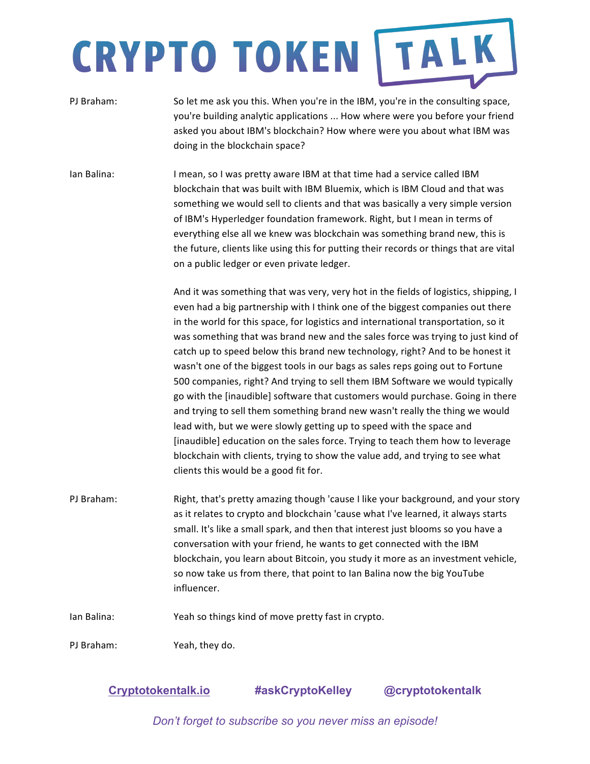PJ Braham: So let me ask you this. When you're in the IBM, you're in the consulting space, you're building analytic applications ... How where were you before your friend asked you about IBM's blockchain? How where were you about what IBM was doing in the blockchain space?

Ian Balina: I mean, so I was pretty aware IBM at that time had a service called IBM blockchain that was built with IBM Bluemix, which is IBM Cloud and that was something we would sell to clients and that was basically a very simple version of IBM's Hyperledger foundation framework. Right, but I mean in terms of everything else all we knew was blockchain was something brand new, this is the future, clients like using this for putting their records or things that are vital on a public ledger or even private ledger.

And it was something that was very, very hot in the fields of logistics, shipping, I even had a big partnership with I think one of the biggest companies out there in the world for this space, for logistics and international transportation, so it was something that was brand new and the sales force was trying to just kind of catch up to speed below this brand new technology, right? And to be honest it wasn't one of the biggest tools in our bags as sales reps going out to Fortune 500 companies, right? And trying to sell them IBM Software we would typically go with the [inaudible] software that customers would purchase. Going in there and trying to sell them something brand new wasn't really the thing we would lead with, but we were slowly getting up to speed with the space and [inaudible] education on the sales force. Trying to teach them how to leverage blockchain with clients, trying to show the value add, and trying to see what clients this would be a good fit for.

PJ Braham: Right, that's pretty amazing though 'cause I like your background, and your story as it relates to crypto and blockchain 'cause what I've learned, it always starts small. It's like a small spark, and then that interest just blooms so you have a conversation with your friend, he wants to get connected with the IBM blockchain, you learn about Bitcoin, you study it more as an investment vehicle, so now take us from there, that point to Ian Balina now the big YouTube influencer.

Ian Balina: Yeah so things kind of move pretty fast in crypto.

PJ Braham: Yeah, they do.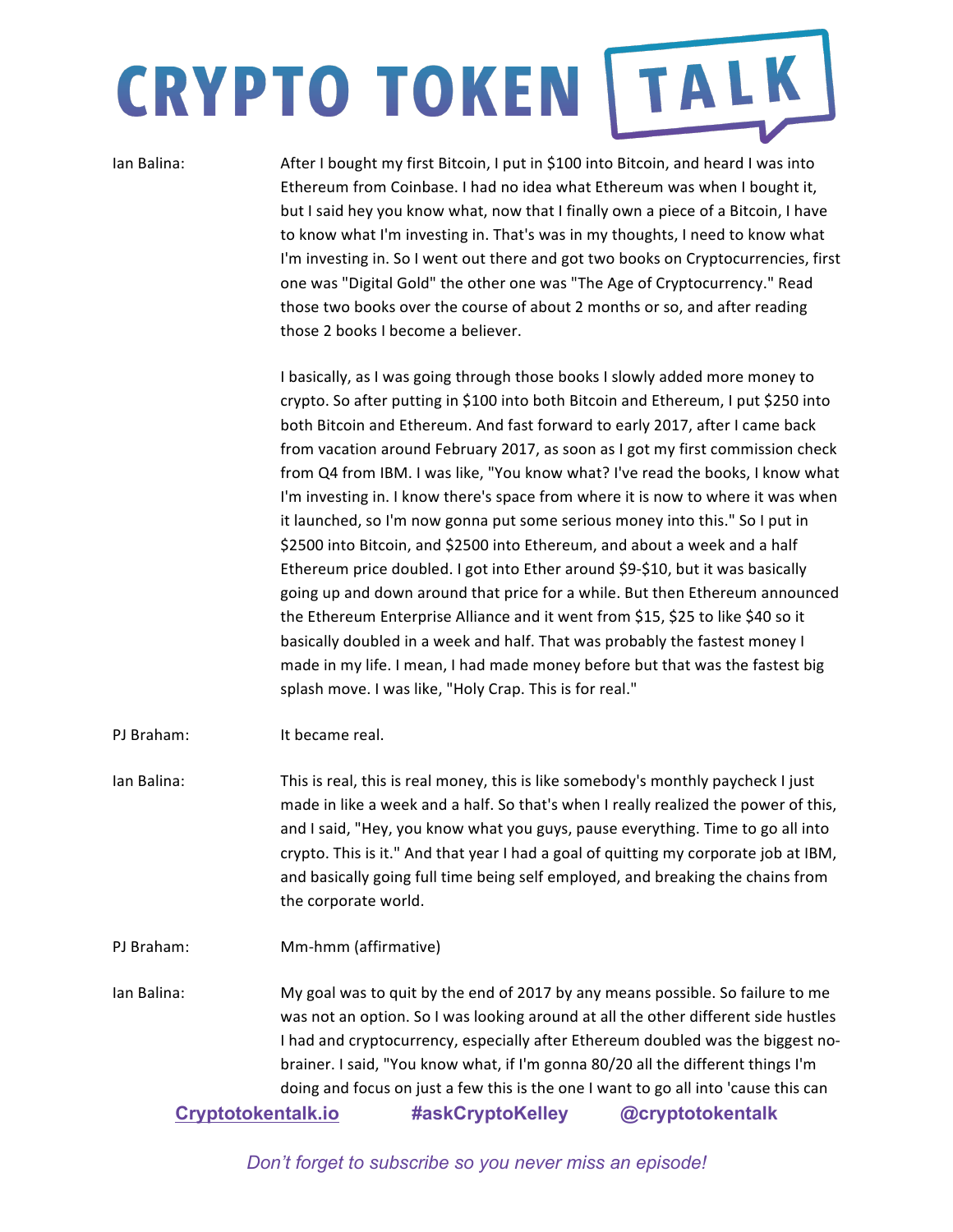**Ian Balina:** After I bought my first Bitcoin, I put in $100 into Bitcoin, and heard I was into Ethereum from Coinbase. I had no idea what Ethereum was when I bought it, but I said hey you know what, now that I finally own a piece of a Bitcoin, I have to know what I'm investing in. That's was in my thoughts, I need to know what I'm investing in. So I went out there and got two books on Cryptocurrencies, first one was "Digital Gold" the other one was "The Age of Cryptocurrency." Read those two books over the course of about 2 months or so, and after reading those 2 books I become a believer.

I basically, as I was going through those books I slowly added more money to crypto. So after putting in $100 into both Bitcoin and Ethereum, I put $250 into both Bitcoin and Ethereum. And fast forward to early 2017, after I came back from vacation around February 2017, as soon as I got my first commission check from Q4 from IBM. I was like, "You know what? I've read the books, I know what I'm investing in. I know there's space from where it is now to where it was when it launched, so I'm now gonna put some serious money into this." So I put in $2500 into Bitcoin, and $2500 into Ethereum, and about a week and a half Ethereum price doubled. I got into Ether around $9-$10, but it was basically going up and down around that price for a while. But then Ethereum announced the Ethereum Enterprise Alliance and it went from $15, $25 to like $40 so it basically doubled in a week and half. That was probably the fastest money I made in my life. I mean, I had made money before but that was the fastest big splash move. I was like, "Holy Crap. This is for real."

**PJ Braham:** It became real.

**Ian Balina:** This is real, this is real money, this is like somebody's monthly paycheck I just made in like a week and a half. So that's when I really realized the power of this, and I said, "Hey, you know what you guys, pause everything. Time to go all into crypto. This is it." And that year I had a goal of quitting my corporate job at IBM, and basically going full time being self employed, and breaking the chains from the corporate world.

**PJ Braham:** Mm-hmm (affirmative)

**Ian Balina:** My goal was to quit by the end of 2017 by any means possible. So failure to me was not an option. So I was looking around at all the other different side hustles I had and cryptocurrency, especially after Ethereum doubled was the biggest no-brainer. I said, "You know what, if I'm gonna 80/20 all the different things I'm doing and focus on just a few this is the one I want to go all into 'cause this can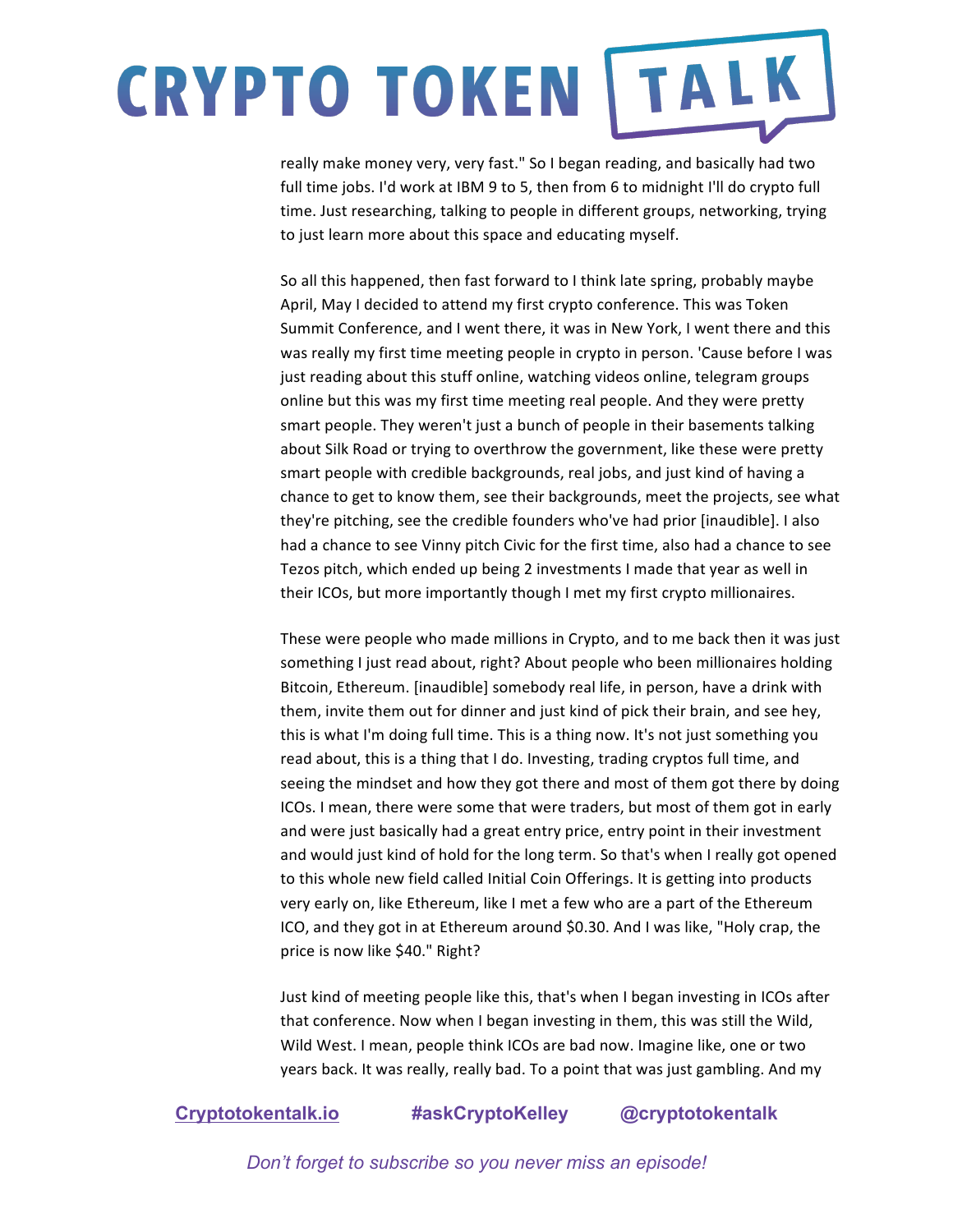really make money very, very fast." So I began reading, and basically had two full time jobs. I'd work at IBM 9 to 5, then from 6 to midnight I'll do crypto full time. Just researching, talking to people in different groups, networking, trying to just learn more about this space and educating myself.

So all this happened, then fast forward to I think late spring, probably maybe April, May I decided to attend my first crypto conference. This was Token Summit Conference, and I went there, it was in New York, I went there and this was really my first time meeting people in crypto in person. 'Cause before I was just reading about this stuff online, watching videos online, telegram groups online but this was my first time meeting real people. And they were pretty smart people. They weren't just a bunch of people in their basements talking about Silk Road or trying to overthrow the government, like these were pretty smart people with credible backgrounds, real jobs, and just kind of having a chance to get to know them, see their backgrounds, meet the projects, see what they're pitching, see the credible founders who've had prior [inaudible]. I also had a chance to see Vinny pitch Civic for the first time, also had a chance to see Tezos pitch, which ended up being 2 investments I made that year as well in their ICOs, but more importantly though I met my first crypto millionaires.

These were people who made millions in Crypto, and to me back then it was just something I just read about, right? About people who been millionaires holding Bitcoin, Ethereum. [inaudible] somebody real life, in person, have a drink with them, invite them out for dinner and just kind of pick their brain, and see hey, this is what I'm doing full time. This is a thing now. It's not just something you read about, this is a thing that I do. Investing, trading cryptos full time, and seeing the mindset and how they got there and most of them got there by doing ICOs. I mean, there were some that were traders, but most of them got in early and were just basically had a great entry price, entry point in their investment and would just kind of hold for the long term. So that's when I really got opened to this whole new field called Initial Coin Offerings. It is getting into products very early on, like Ethereum, like I met a few who are a part of the Ethereum ICO, and they got in at Ethereum around $0.30. And I was like, "Holy crap, the price is now like $40." Right?

Just kind of meeting people like this, that's when I began investing in ICOs after that conference. Now when I began investing in them, this was still the Wild, Wild West. I mean, people think ICOs are bad now. Imagine like, one or two years back. It was really, really bad. To a point that was just gambling. And my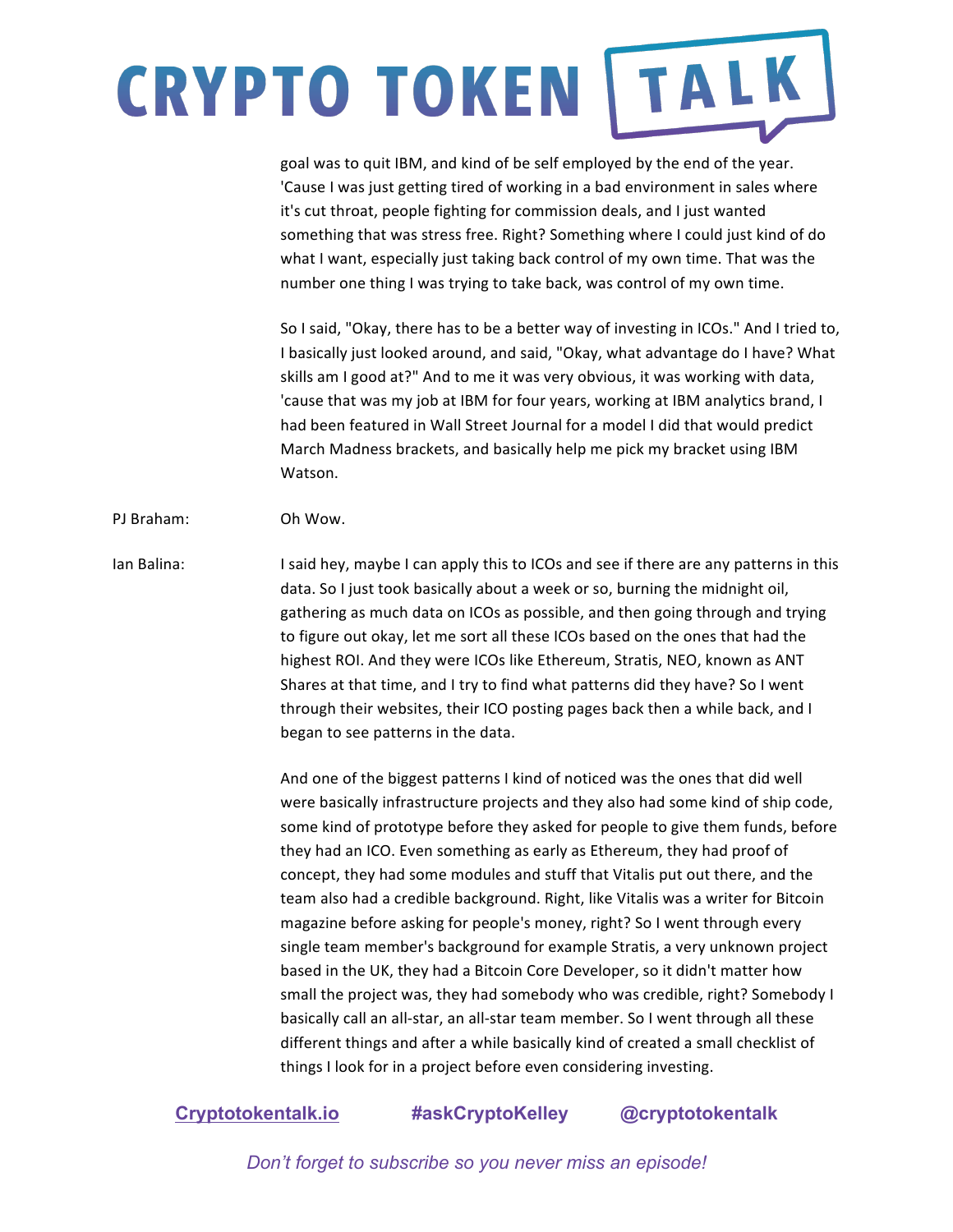goal was to quit IBM, and kind of be self employed by the end of the year. 'Cause I was just getting tired of working in a bad environment in sales where it's cut throat, people fighting for commission deals, and I just wanted something that was stress free. Right? Something where I could just kind of do what I want, especially just taking back control of my own time. That was the number one thing I was trying to take back, was control of my own time.

So I said, "Okay, there has to be a better way of investing in ICOs." And I tried to, I basically just looked around, and said, "Okay, what advantage do I have? What skills am I good at?" And to me it was very obvious, it was working with data, 'cause that was my job at IBM for four years, working at IBM analytics brand, I had been featured in Wall Street Journal for a model I did that would predict March Madness brackets, and basically help me pick my bracket using IBM Watson.

PJ Braham: Oh Wow.

Ian Balina: I said hey, maybe I can apply this to ICOs and see if there are any patterns in this data. So I just took basically about a week or so, burning the midnight oil, gathering as much data on ICOs as possible, and then going through and trying to figure out okay, let me sort all these ICOs based on the ones that had the highest ROI. And they were ICOs like Ethereum, Stratis, NEO, known as ANT Shares at that time, and I try to find what patterns did they have? So I went through their websites, their ICO posting pages back then a while back, and I began to see patterns in the data.

And one of the biggest patterns I kind of noticed was the ones that did well were basically infrastructure projects and they also had some kind of ship code, some kind of prototype before they asked for people to give them funds, before they had an ICO. Even something as early as Ethereum, they had proof of concept, they had some modules and stuff that Vitalis put out there, and the team also had a credible background. Right, like Vitalis was a writer for Bitcoin magazine before asking for people's money, right? So I went through every single team member's background for example Stratis, a very unknown project based in the UK, they had a Bitcoin Core Developer, so it didn't matter how small the project was, they had somebody who was credible, right? Somebody I basically call an all-star, an all-star team member. So I went through all these different things and after a while basically kind of created a small checklist of things I look for in a project before even considering investing.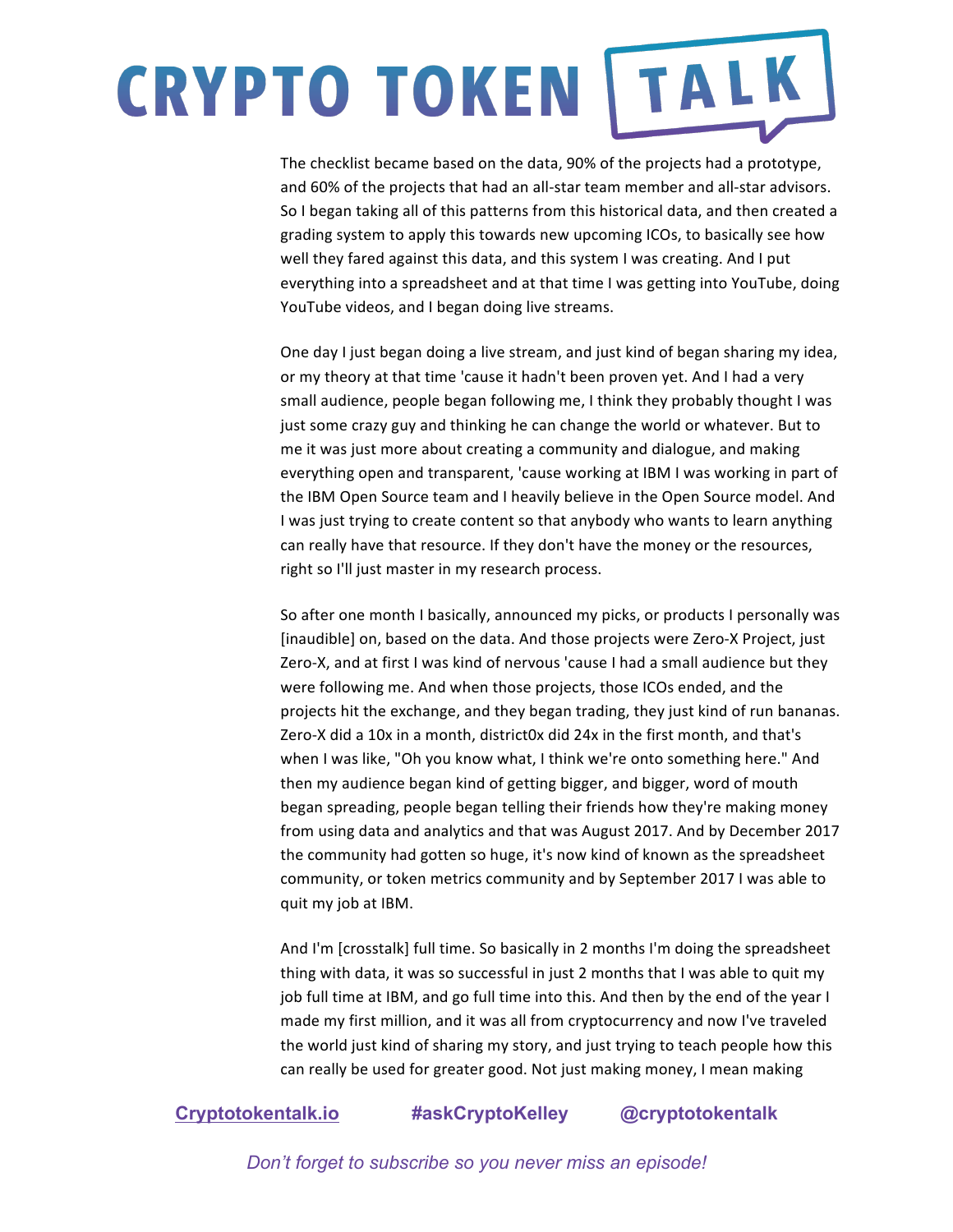The checklist became based on the data, 90% of the projects had a prototype, and 60% of the projects that had an all-star team member and all-star advisors. So I began taking all of this patterns from this historical data, and then created a grading system to apply this towards new upcoming ICOs, to basically see how well they fared against this data, and this system I was creating. And I put everything into a spreadsheet and at that time I was getting into YouTube, doing YouTube videos, and I began doing live streams.

One day I just began doing a live stream, and just kind of began sharing my idea, or my theory at that time 'cause it hadn't been proven yet. And I had a very small audience, people began following me, I think they probably thought I was just some crazy guy and thinking he can change the world or whatever. But to me it was just more about creating a community and dialogue, and making everything open and transparent, 'cause working at IBM I was working in part of the IBM Open Source team and I heavily believe in the Open Source model. And I was just trying to create content so that anybody who wants to learn anything can really have that resource. If they don't have the money or the resources, right so I'll just master in my research process.

So after one month I basically, announced my picks, or products I personally was [inaudible] on, based on the data. And those projects were Zero-X Project, just Zero-X, and at first I was kind of nervous 'cause I had a small audience but they were following me. And when those projects, those ICOs ended, and the projects hit the exchange, and they began trading, they just kind of run bananas. Zero-X did a 10x in a month, district0x did 24x in the first month, and that's when I was like, "Oh you know what, I think we're onto something here." And then my audience began kind of getting bigger, and bigger, word of mouth began spreading, people began telling their friends how they're making money from using data and analytics and that was August 2017. And by December 2017 the community had gotten so huge, it's now kind of known as the spreadsheet community, or token metrics community and by September 2017 I was able to quit my job at IBM.

And I'm [crosstalk] full time. So basically in 2 months I'm doing the spreadsheet thing with data, it was so successful in just 2 months that I was able to quit my job full time at IBM, and go full time into this. And then by the end of the year I made my first million, and it was all from cryptocurrency and now I've traveled the world just kind of sharing my story, and just trying to teach people how this can really be used for greater good. Not just making money, I mean making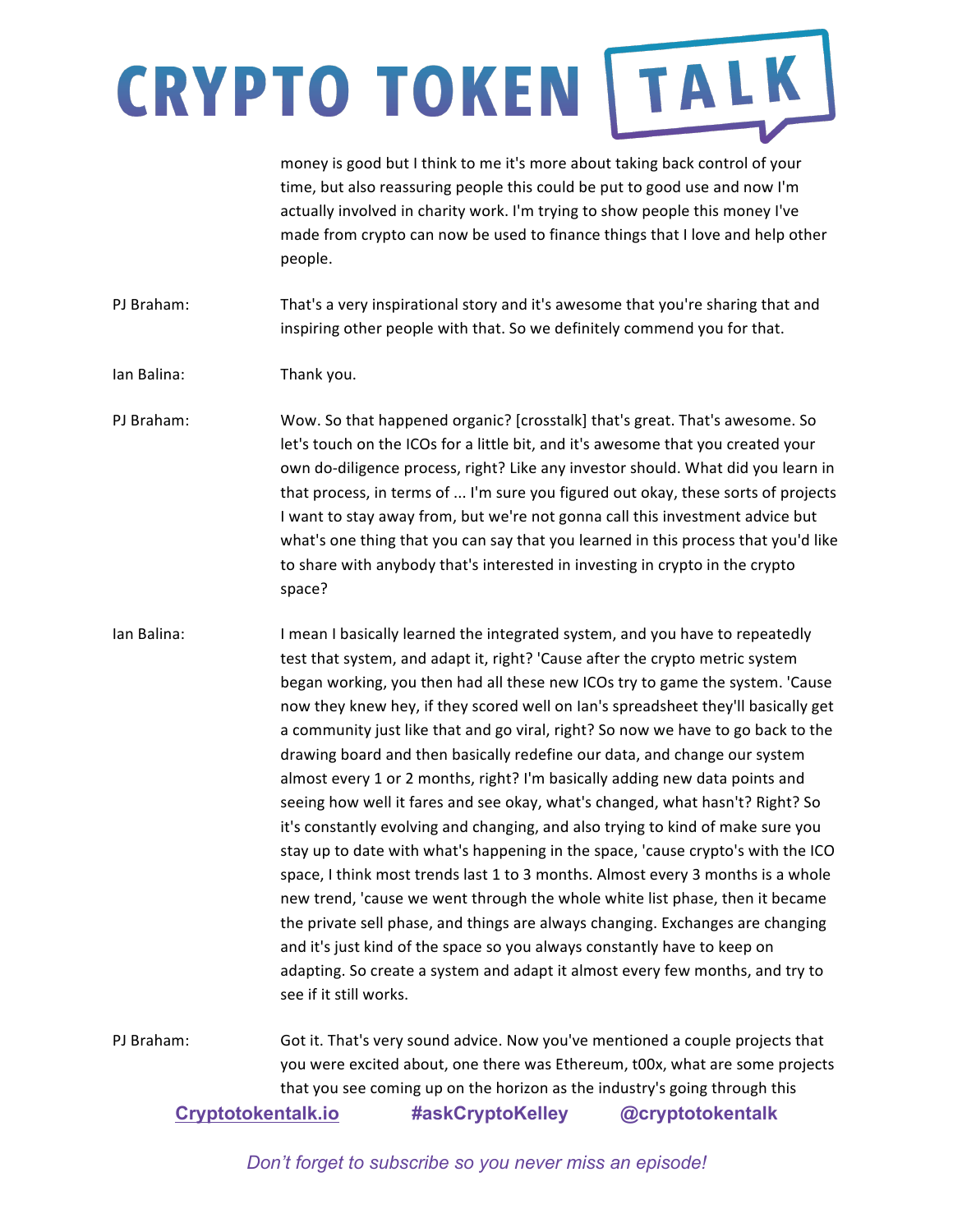money is good but I think to me it's more about taking back control of your time, but also reassuring people this could be put to good use and now I'm actually involved in charity work. I'm trying to show people this money I've made from crypto can now be used to finance things that I love and help other people.

PJ Braham: That's a very inspirational story and it's awesome that you're sharing that and inspiring other people with that. So we definitely commend you for that.

Ian Balina: Thank you.

PJ Braham: Wow. So that happened organic? [crosstalk] that's great. That's awesome. So let's touch on the ICOs for a little bit, and it's awesome that you created your own do-diligence process, right? Like any investor should. What did you learn in that process, in terms of ... I'm sure you figured out okay, these sorts of projects I want to stay away from, but we're not gonna call this investment advice but what's one thing that you can say that you learned in this process that you'd like to share with anybody that's interested in investing in crypto in the crypto space?

Ian Balina: I mean I basically learned the integrated system, and you have to repeatedly test that system, and adapt it, right? 'Cause after the crypto metric system began working, you then had all these new ICOs try to game the system. 'Cause now they knew hey, if they scored well on Ian's spreadsheet they'll basically get a community just like that and go viral, right? So now we have to go back to the drawing board and then basically redefine our data, and change our system almost every 1 or 2 months, right? I'm basically adding new data points and seeing how well it fares and see okay, what's changed, what hasn't? Right? So it's constantly evolving and changing, and also trying to kind of make sure you stay up to date with what's happening in the space, 'cause crypto's with the ICO space, I think most trends last 1 to 3 months. Almost every 3 months is a whole new trend, 'cause we went through the whole white list phase, then it became the private sell phase, and things are always changing. Exchanges are changing and it's just kind of the space so you always constantly have to keep on adapting. So create a system and adapt it almost every few months, and try to see if it still works.

PJ Braham: Got it. That's very sound advice. Now you've mentioned a couple projects that you were excited about, one there was Ethereum, t00x, what are some projects that you see coming up on the horizon as the industry's going through this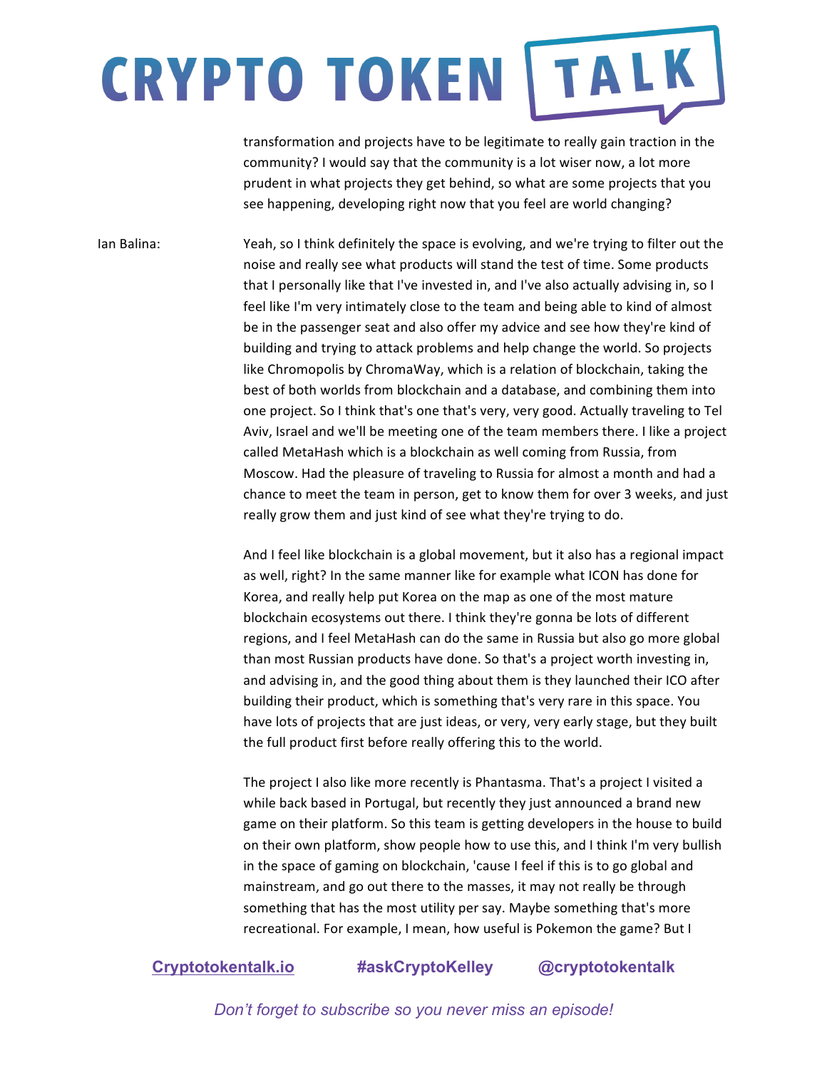transformation and projects have to be legitimate to really gain traction in the community? I would say that the community is a lot wiser now, a lot more prudent in what projects they get behind, so what are some projects that you see happening, developing right now that you feel are world changing?

Ian Balina: Yeah, so I think definitely the space is evolving, and we're trying to filter out the noise and really see what products will stand the test of time. Some products that I personally like that I've invested in, and I've also actually advising in, so I feel like I'm very intimately close to the team and being able to kind of almost be in the passenger seat and also offer my advice and see how they're kind of building and trying to attack problems and help change the world. So projects like Chromopolis by ChromaWay, which is a relation of blockchain, taking the best of both worlds from blockchain and a database, and combining them into one project. So I think that's one that's very, very good. Actually traveling to Tel Aviv, Israel and we'll be meeting one of the team members there. I like a project called MetaHash which is a blockchain as well coming from Russia, from Moscow. Had the pleasure of traveling to Russia for almost a month and had a chance to meet the team in person, get to know them for over 3 weeks, and just really grow them and just kind of see what they're trying to do.

And I feel like blockchain is a global movement, but it also has a regional impact as well, right? In the same manner like for example what ICON has done for Korea, and really help put Korea on the map as one of the most mature blockchain ecosystems out there. I think they're gonna be lots of different regions, and I feel MetaHash can do the same in Russia but also go more global than most Russian products have done. So that's a project worth investing in, and advising in, and the good thing about them is they launched their ICO after building their product, which is something that's very rare in this space. You have lots of projects that are just ideas, or very, very early stage, but they built the full product first before really offering this to the world.

The project I also like more recently is Phantasma. That's a project I visited a while back based in Portugal, but recently they just announced a brand new game on their platform. So this team is getting developers in the house to build on their own platform, show people how to use this, and I think I'm very bullish in the space of gaming on blockchain, 'cause I feel if this is to go global and mainstream, and go out there to the masses, it may not really be through something that has the most utility per say. Maybe something that's more recreational. For example, I mean, how useful is Pokemon the game? But I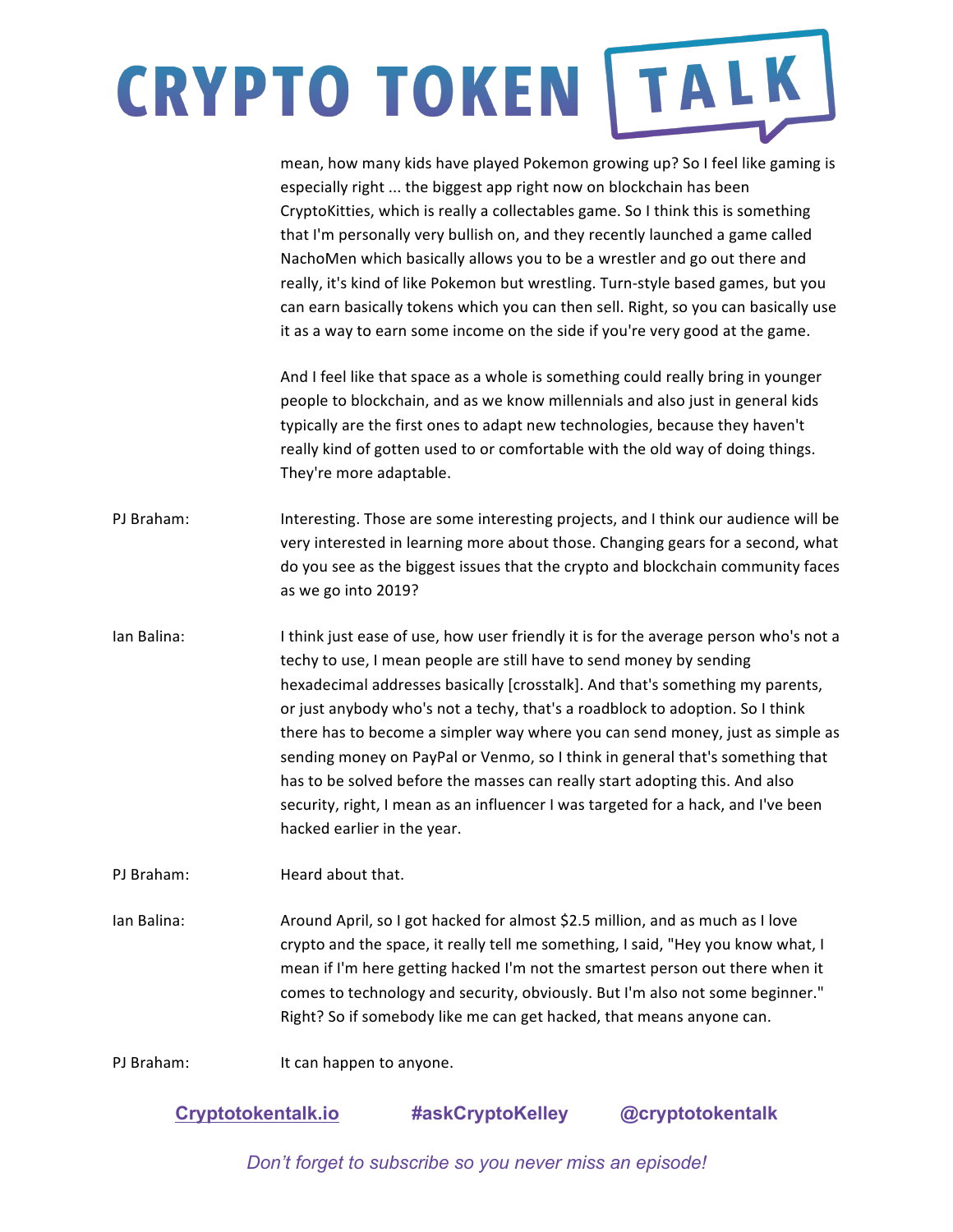mean, how many kids have played Pokemon growing up? So I feel like gaming is especially right ... the biggest app right now on blockchain has been CryptoKitties, which is really a collectables game. So I think this is something that I'm personally very bullish on, and they recently launched a game called NachoMen which basically allows you to be a wrestler and go out there and really, it's kind of like Pokemon but wrestling. Turn-style based games, but you can earn basically tokens which you can then sell. Right, so you can basically use it as a way to earn some income on the side if you're very good at the game.

And I feel like that space as a whole is something could really bring in younger people to blockchain, and as we know millennials and also just in general kids typically are the first ones to adapt new technologies, because they haven't really kind of gotten used to or comfortable with the old way of doing things. They're more adaptable.

PJ Braham: Interesting. Those are some interesting projects, and I think our audience will be very interested in learning more about those. Changing gears for a second, what do you see as the biggest issues that the crypto and blockchain community faces as we go into 2019?

Ian Balina: I think just ease of use, how user friendly it is for the average person who's not a techy to use, I mean people are still have to send money by sending hexadecimal addresses basically [crosstalk]. And that's something my parents, or just anybody who's not a techy, that's a roadblock to adoption. So I think there has to become a simpler way where you can send money, just as simple as sending money on PayPal or Venmo, so I think in general that's something that has to be solved before the masses can really start adopting this. And also security, right, I mean as an influencer I was targeted for a hack, and I've been hacked earlier in the year.

PJ Braham: Heard about that.

Ian Balina: Around April, so I got hacked for almost $2.5 million, and as much as I love crypto and the space, it really tell me something, I said, "Hey you know what, I mean if I'm here getting hacked I'm not the smartest person out there when it comes to technology and security, obviously. But I'm also not some beginner." Right? So if somebody like me can get hacked, that means anyone can.

PJ Braham: It can happen to anyone.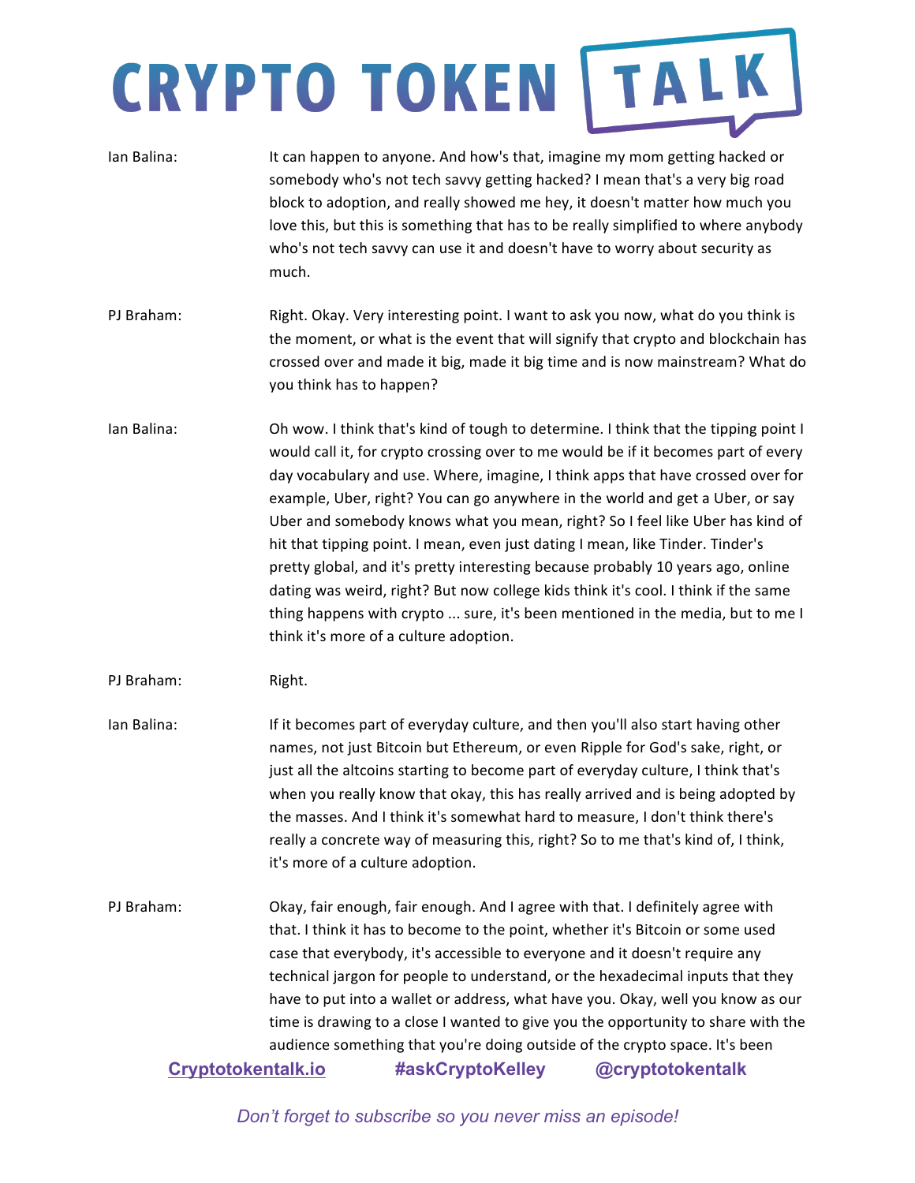**Ian Balina:** It can happen to anyone. And how's that, imagine my mom getting hacked or somebody who's not tech savvy getting hacked? I mean that's a very big road block to adoption, and really showed me hey, it doesn't matter how much you love this, but this is something that has to be really simplified to where anybody who's not tech savvy can use it and doesn't have to worry about security as much.

**PJ Braham:** Right. Okay. Very interesting point. I want to ask you now, what do you think is the moment, or what is the event that will signify that crypto and blockchain has crossed over and made it big, made it big time and is now mainstream? What do you think has to happen?

**Ian Balina:** Oh wow. I think that's kind of tough to determine. I think that the tipping point I would call it, for crypto crossing over to me would be if it becomes part of every day vocabulary and use. Where, imagine, I think apps that have crossed over for example, Uber, right? You can go anywhere in the world and get a Uber, or say Uber and somebody knows what you mean, right? So I feel like Uber has kind of hit that tipping point. I mean, even just dating I mean, like Tinder. Tinder's pretty global, and it's pretty interesting because probably 10 years ago, online dating was weird, right? But now college kids think it's cool. I think if the same thing happens with crypto ... sure, it's been mentioned in the media, but to me I think it's more of a culture adoption.

**PJ Braham:** Right.

**Ian Balina:** If it becomes part of everyday culture, and then you'll also start having other names, not just Bitcoin but Ethereum, or even Ripple for God's sake, right, or just all the altcoins starting to become part of everyday culture, I think that's when you really know that okay, this has really arrived and is being adopted by the masses. And I think it's somewhat hard to measure, I don't think there's really a concrete way of measuring this, right? So to me that's kind of, I think, it's more of a culture adoption.

**PJ Braham:** Okay, fair enough, fair enough. And I agree with that. I definitely agree with that. I think it has to become to the point, whether it's Bitcoin or some used case that everybody, it's accessible to everyone and it doesn't require any technical jargon for people to understand, or the hexadecimal inputs that they have to put into a wallet or address, what have you. Okay, well you know as our time is drawing to a close I wanted to give you the opportunity to share with the audience something that you're doing outside of the crypto space. It's been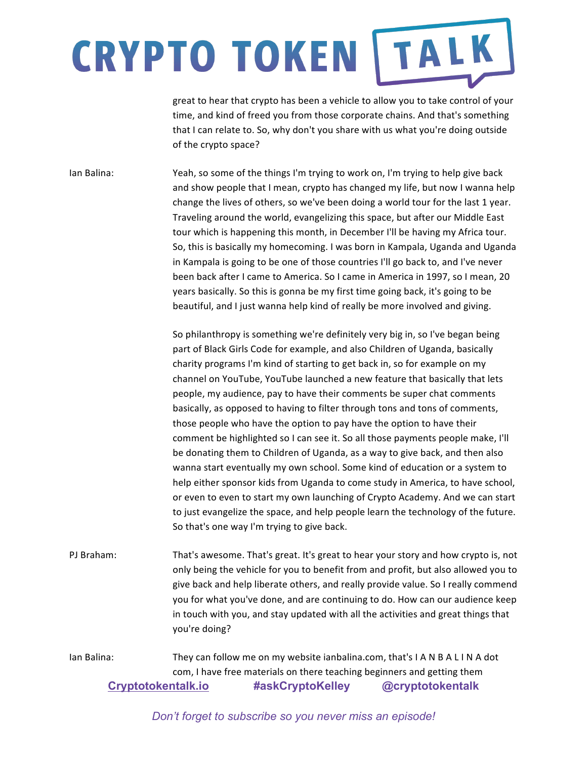great to hear that crypto has been a vehicle to allow you to take control of your time, and kind of freed you from those corporate chains. And that's something that I can relate to. So, why don't you share with us what you're doing outside of the crypto space?

Ian Balina: Yeah, so some of the things I'm trying to work on, I'm trying to help give back and show people that I mean, crypto has changed my life, but now I wanna help change the lives of others, so we've been doing a world tour for the last 1 year. Traveling around the world, evangelizing this space, but after our Middle East tour which is happening this month, in December I'll be having my Africa tour. So, this is basically my homecoming. I was born in Kampala, Uganda and Uganda in Kampala is going to be one of those countries I'll go back to, and I've never been back after I came to America. So I came in America in 1997, so I mean, 20 years basically. So this is gonna be my first time going back, it's going to be beautiful, and I just wanna help kind of really be more involved and giving.

So philanthropy is something we're definitely very big in, so I've began being part of Black Girls Code for example, and also Children of Uganda, basically charity programs I'm kind of starting to get back in, so for example on my channel on YouTube, YouTube launched a new feature that basically that lets people, my audience, pay to have their comments be super chat comments basically, as opposed to having to filter through tons and tons of comments, those people who have the option to pay have the option to have their comment be highlighted so I can see it. So all those payments people make, I'll be donating them to Children of Uganda, as a way to give back, and then also wanna start eventually my own school. Some kind of education or a system to help either sponsor kids from Uganda to come study in America, to have school, or even to even to start my own launching of Crypto Academy. And we can start to just evangelize the space, and help people learn the technology of the future. So that's one way I'm trying to give back.

PJ Braham: That's awesome. That's great. It's great to hear your story and how crypto is, not only being the vehicle for you to benefit from and profit, but also allowed you to give back and help liberate others, and really provide value. So I really commend you for what you've done, and are continuing to do. How can our audience keep in touch with you, and stay updated with all the activities and great things that you're doing?

Ian Balina: They can follow me on my website ianbalina.com, that's I A N B A L I N A dot com, I have free materials on there teaching beginners and getting them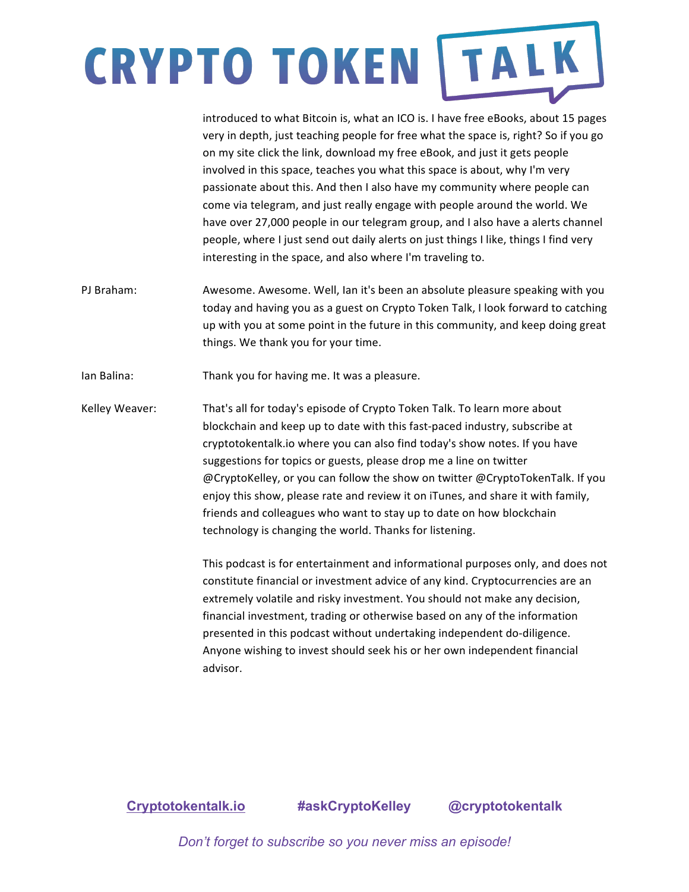introduced to what Bitcoin is, what an ICO is. I have free eBooks, about 15 pages very in depth, just teaching people for free what the space is, right? So if you go on my site click the link, download my free eBook, and just it gets people involved in this space, teaches you what this space is about, why I'm very passionate about this. And then I also have my community where people can come via telegram, and just really engage with people around the world. We have over 27,000 people in our telegram group, and I also have a alerts channel people, where I just send out daily alerts on just things I like, things I find very interesting in the space, and also where I'm traveling to.

PJ Braham: Awesome. Awesome. Well, Ian it's been an absolute pleasure speaking with you today and having you as a guest on Crypto Token Talk, I look forward to catching up with you at some point in the future in this community, and keep doing great things. We thank you for your time.

Ian Balina: Thank you for having me. It was a pleasure.

Kelley Weaver: That's all for today's episode of Crypto Token Talk. To learn more about blockchain and keep up to date with this fast-paced industry, subscribe at cryptotokentalk.io where you can also find today's show notes. If you have suggestions for topics or guests, please drop me a line on twitter @CryptoKelley, or you can follow the show on twitter @CryptoTokenTalk. If you enjoy this show, please rate and review it on iTunes, and share it with family, friends and colleagues who want to stay up to date on how blockchain technology is changing the world. Thanks for listening.

This podcast is for entertainment and informational purposes only, and does not constitute financial or investment advice of any kind. Cryptocurrencies are an extremely volatile and risky investment. You should not make any decision, financial investment, trading or otherwise based on any of the information presented in this podcast without undertaking independent do-diligence. Anyone wishing to invest should seek his or her own independent financial advisor.